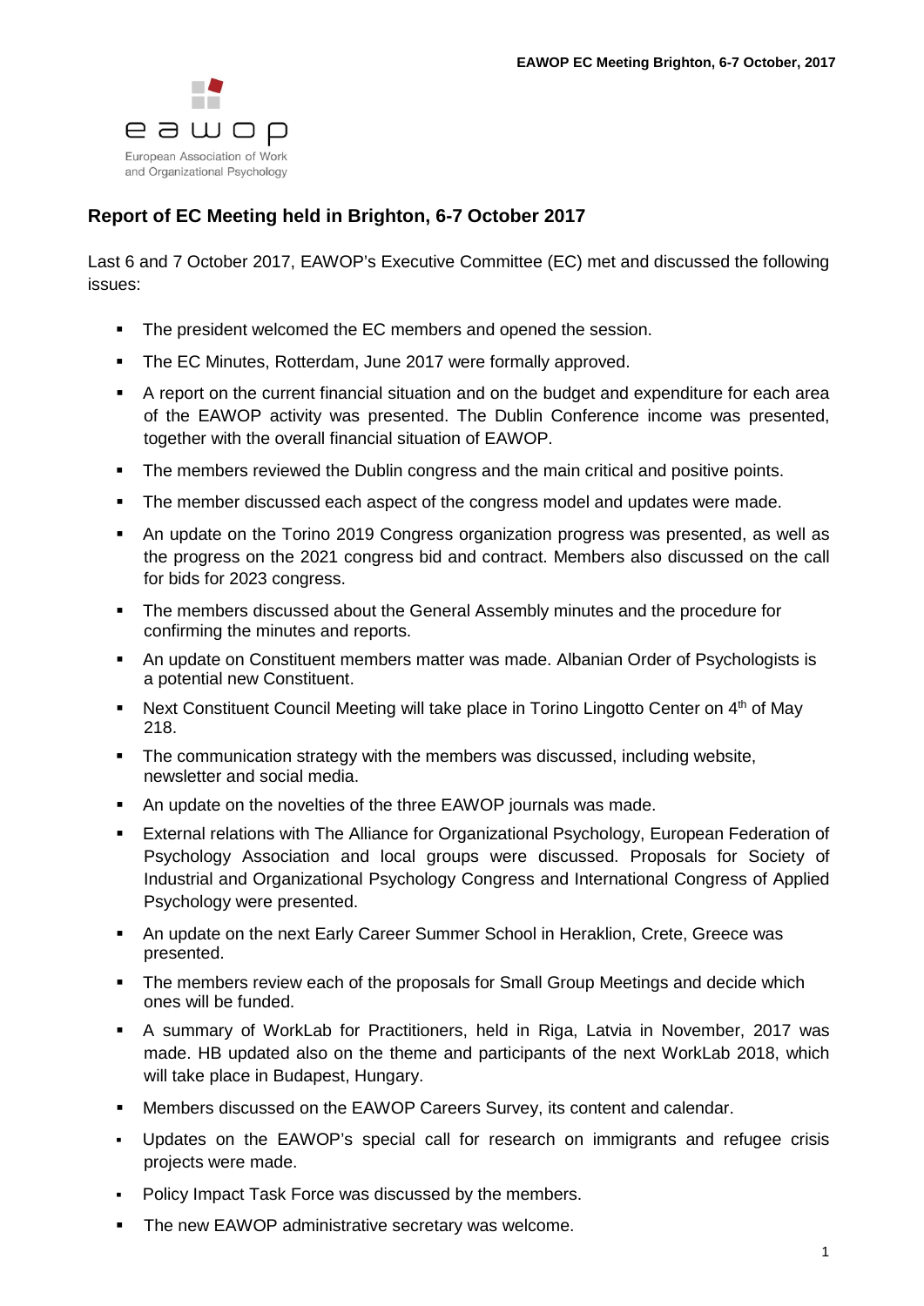eawop

European Association of Work and Organizational Psychology

## Report of EC Meeting held in Brighton, 6-7 October 2017

Last 6 and 7 October 2017, EAWOP's Executive Committee (EC) met and discussed the following issues:

- The president welcomed the EC members and opened the session.
- The EC Minutes, Rotterdam, June 2017 were formally approved.
- A report on the current financial situation and on the budget and expenditure for each area of the EAWOP activity was presented. The Dublin Conference income was presented, together with the overall financial situation of EAWOP.
- The members reviewed the Dublin congress and the main critical and positive points.
- The member discussed each aspect of the congress model and updates were made.
- An update on the Torino 2019 Congress organization progress was presented, as well as the progress on the 2021 congress bid and contract. Members also discussed on the call for bids for 2023 congress.
- The members discussed about the General Assembly minutes and the procedure for confirming the minutes and reports.
- An update on Constituent members matter was made. Albanian Order of Psychologists is a potential new Constituent.
- Next Constituent Council Meeting will take place in Torino Lingotto Center on 4th of May 218.
- The communication strategy with the members was discussed, including website, newsletter and social media.
- An update on the novelties of the three EAWOP journals was made.
- External relations with The Alliance for Organizational Psychology, European Federation of Psychology Association and local groups were discussed. Proposals for Society of Industrial and Organizational Psychology Congress and International Congress of Applied Psychology were presented.
- An update on the next Early Career Summer School in Heraklion, Crete, Greece was presented.
- The members review each of the proposals for Small Group Meetings and decide which ones will be funded.
- A summary of WorkLab for Practitioners, held in Riga, Latvia in November, 2017 was made. HB updated also on the theme and participants of the next WorkLab 2018, which will take place in Budapest, Hungary.
- Members discussed on the EAWOP Careers Survey, its content and calendar.
- Updates on the EAWOP's special call for research on immigrants and refugee crisis projects were made.
- Policy Impact Task Force was discussed by the members.
- The new EAWOP administrative secretary was welcome.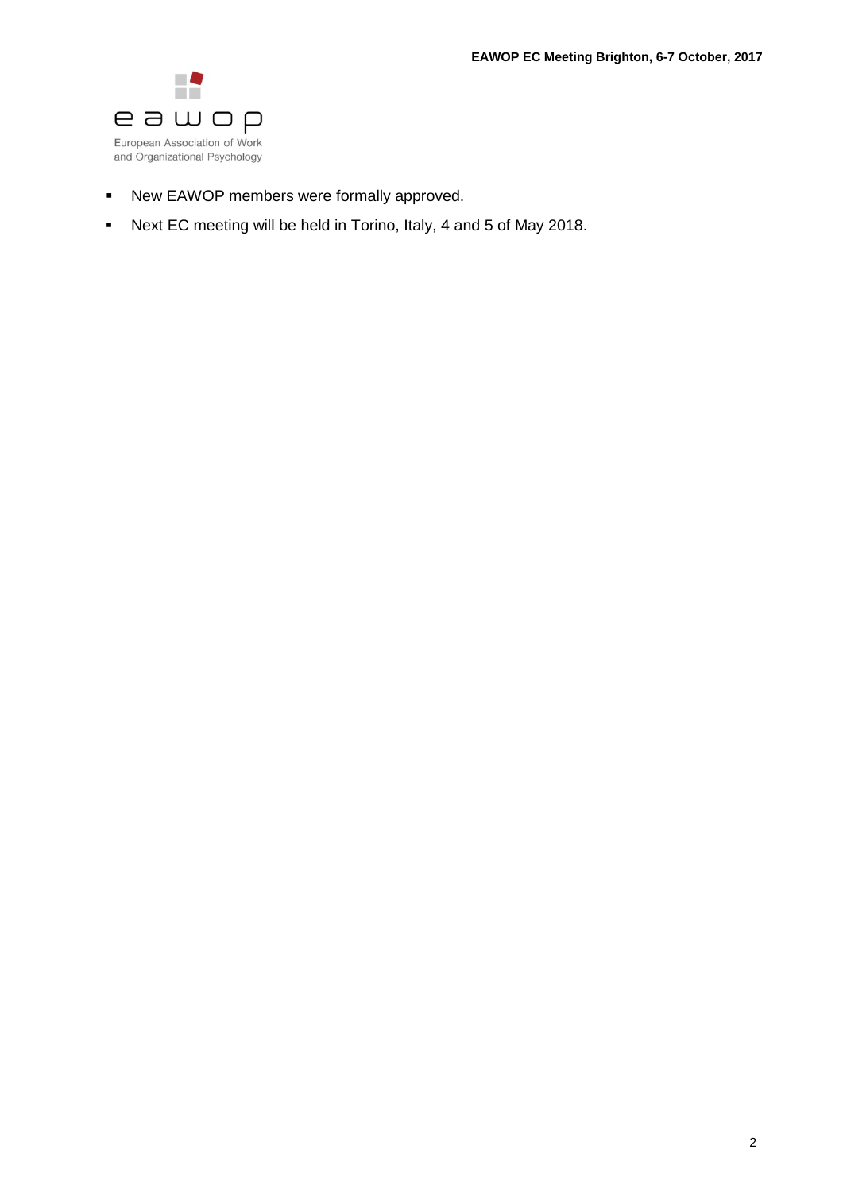- New EAWOP members were formally approved.
- Next EC meeting will be held in Torino, Italy, 4 and 5 of May 2018.